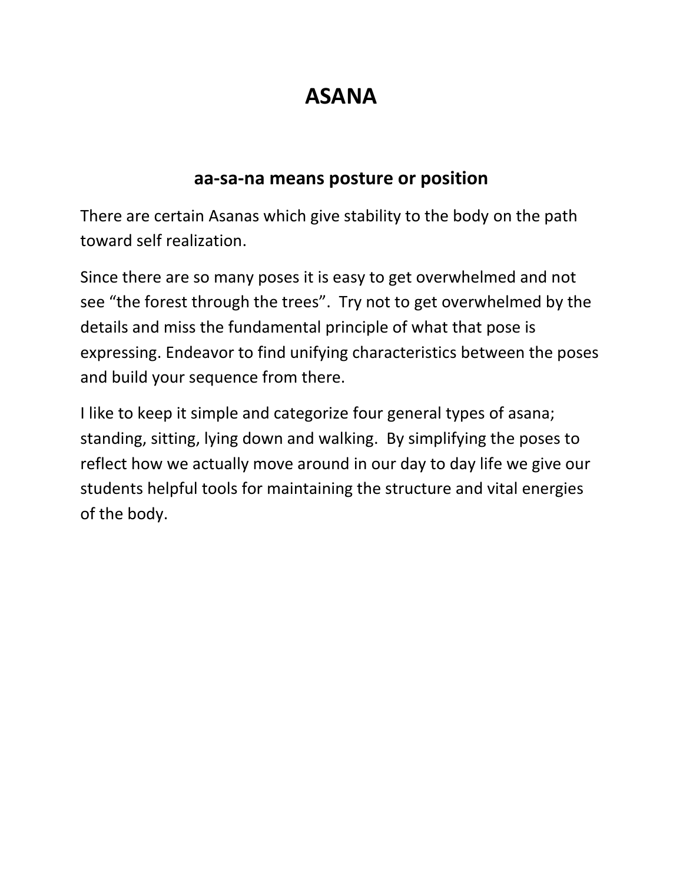# ASANA

## aa-sa-na means posture or position

There are certain Asanas which give stability to the body on the path toward self realization.

Since there are so many poses it is easy to get overwhelmed and not see "the forest through the trees". Try not to get overwhelmed by the details and miss the fundamental principle of what that pose is expressing. Endeavor to find unifying characteristics between the poses and build your sequence from there.

I like to keep it simple and categorize four general types of asana; standing, sitting, lying down and walking. By simplifying the poses to reflect how we actually move around in our day to day life we give our students helpful tools for maintaining the structure and vital energies of the body.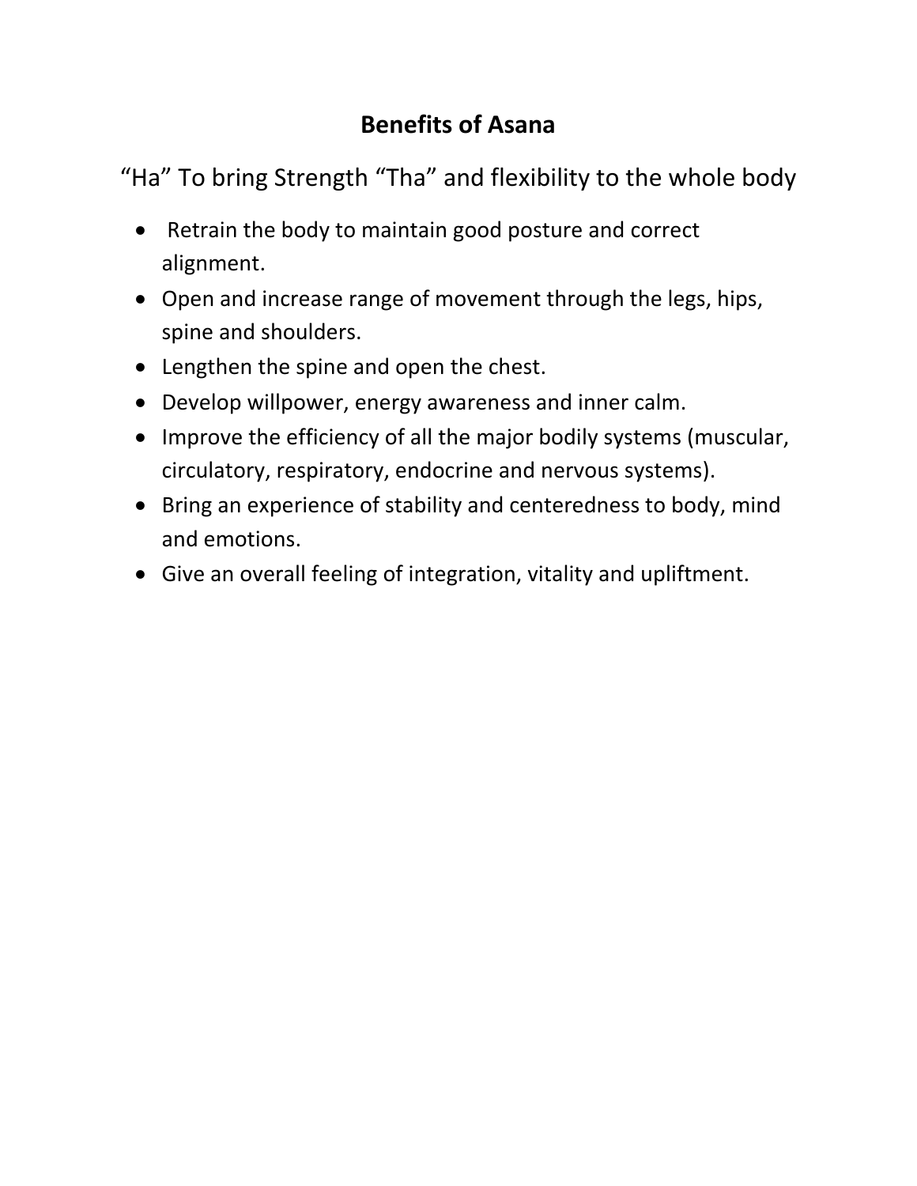## Benefits of Asana

"Ha" To bring Strength "Tha" and flexibility to the whole body

- Retrain the body to maintain good posture and correct alignment.
- Open and increase range of movement through the legs, hips, spine and shoulders.
- Lengthen the spine and open the chest.
- Develop willpower, energy awareness and inner calm.
- Improve the efficiency of all the major bodily systems (muscular, circulatory, respiratory, endocrine and nervous systems).
- Bring an experience of stability and centeredness to body, mind and emotions.
- Give an overall feeling of integration, vitality and upliftment.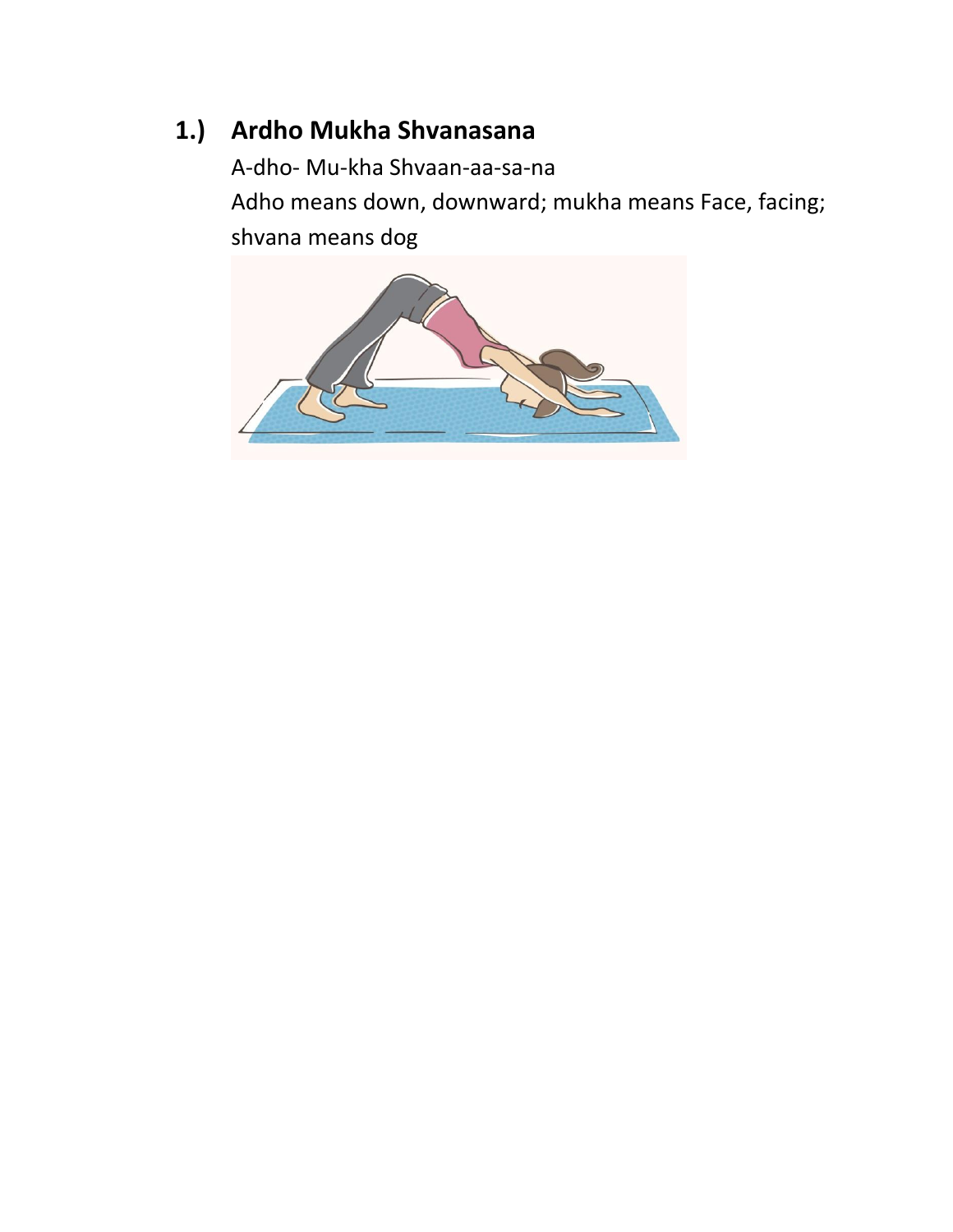## 1.) Ardho Mukha Shvanasana

A-dho- Mu-kha Shvaan-aa-sa-na

Adho means down, downward; mukha means Face, facing; shvana means dog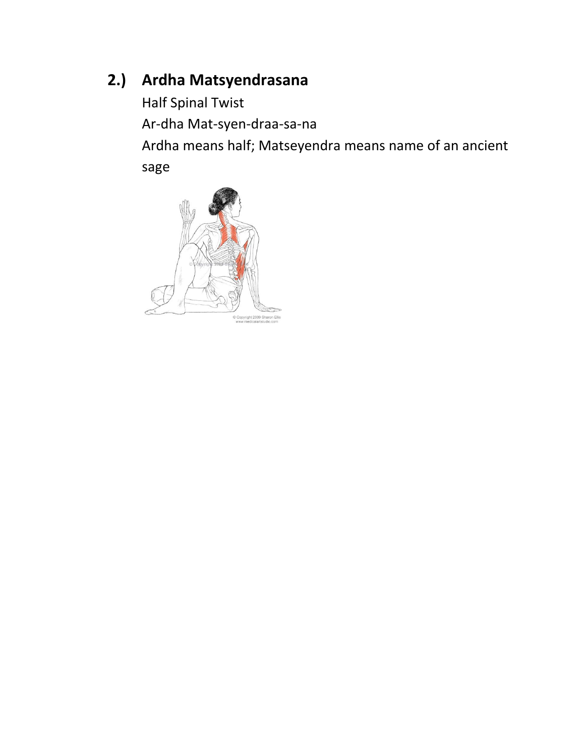## 2.) Ardha Matsyendrasana

Half Spinal Twist

Ar-dha Mat-syen-draa-sa-na

Ardha means half; Matseyendra means name of an ancient sage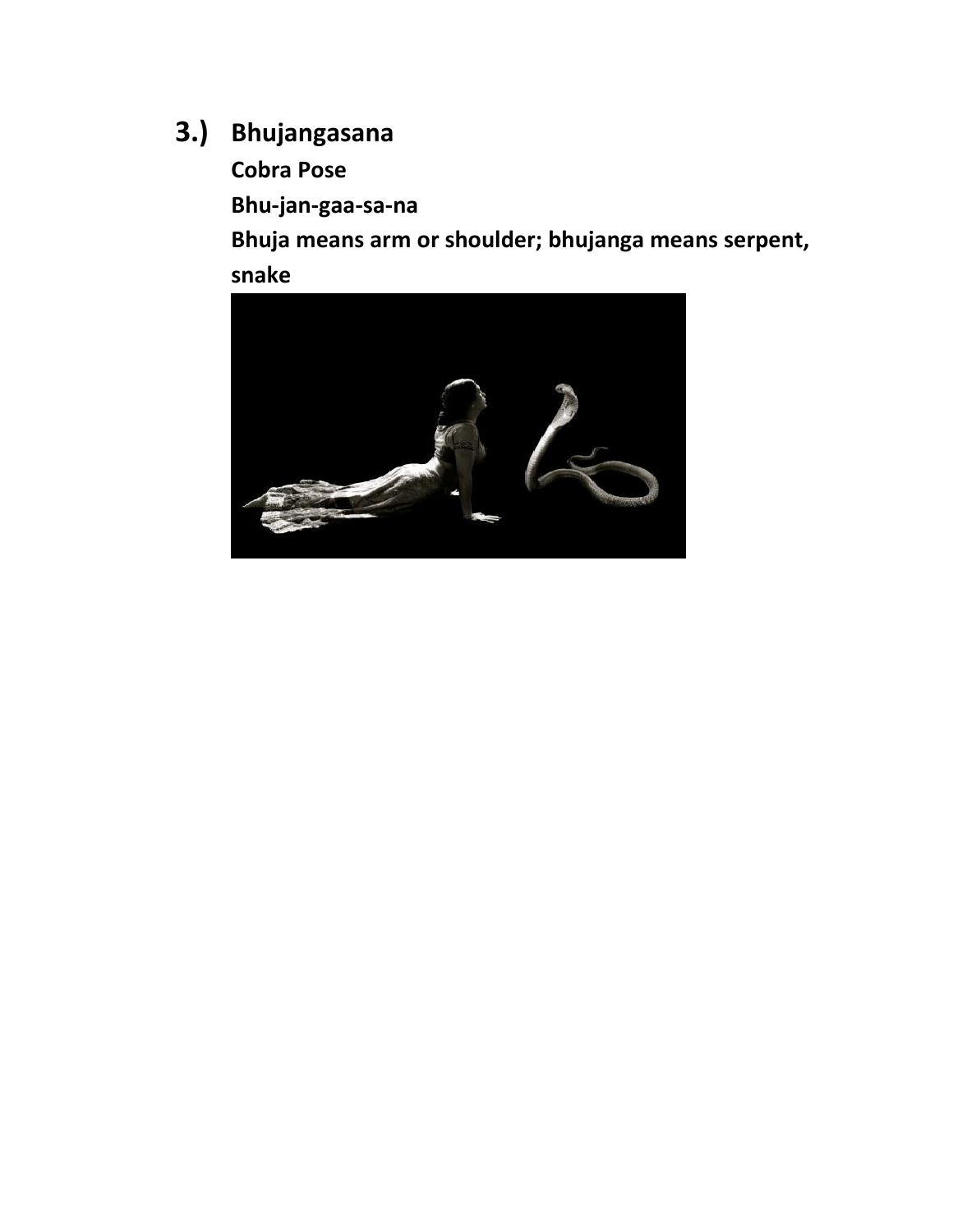### 3.) Bhujangasana

**Cobra Pose**

**Bhu-jan-gaa-sa-na**

**Bhuja means arm or shoulder; bhujanga means serpent, snake**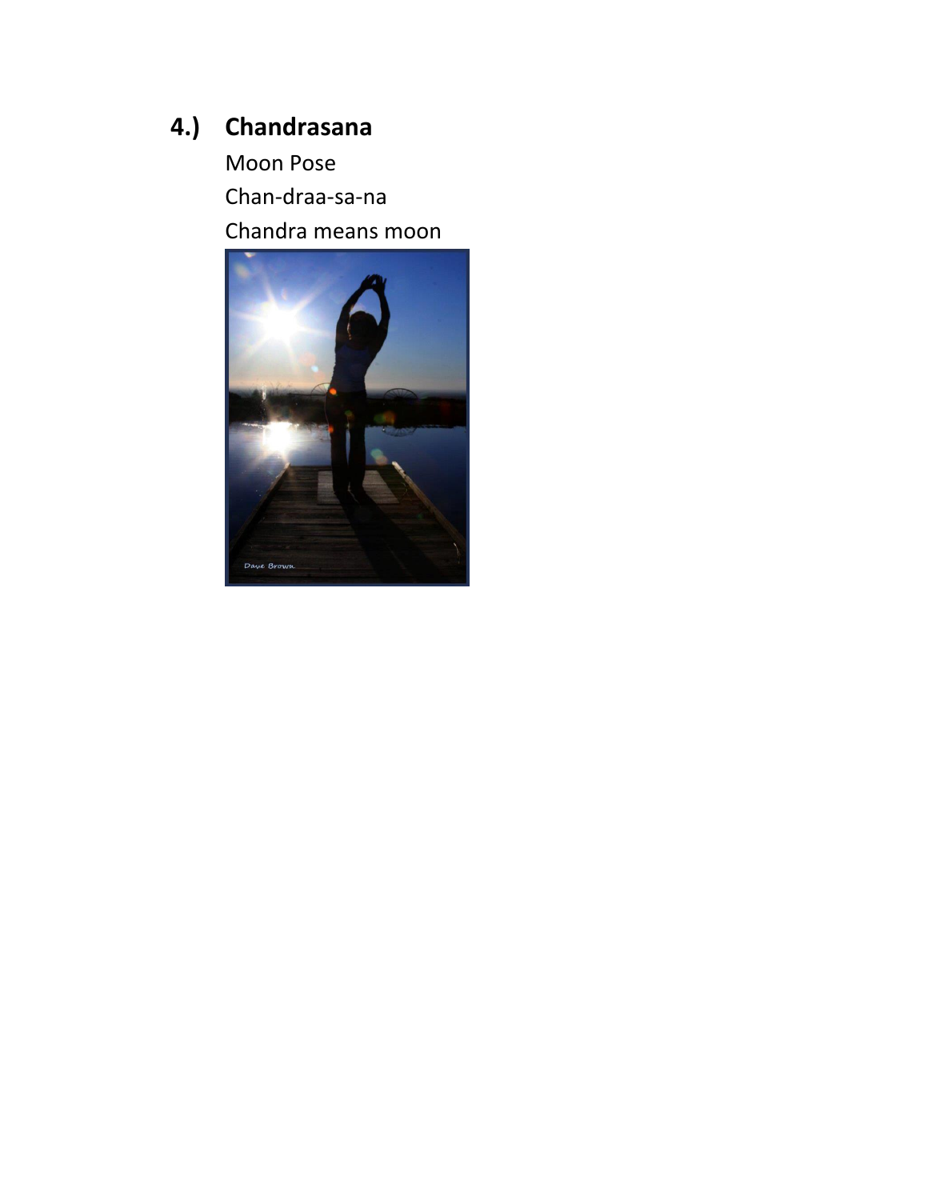## 4.) Chandrasana

Moon Pose

Chan-draa-sa-na

Chandra means moon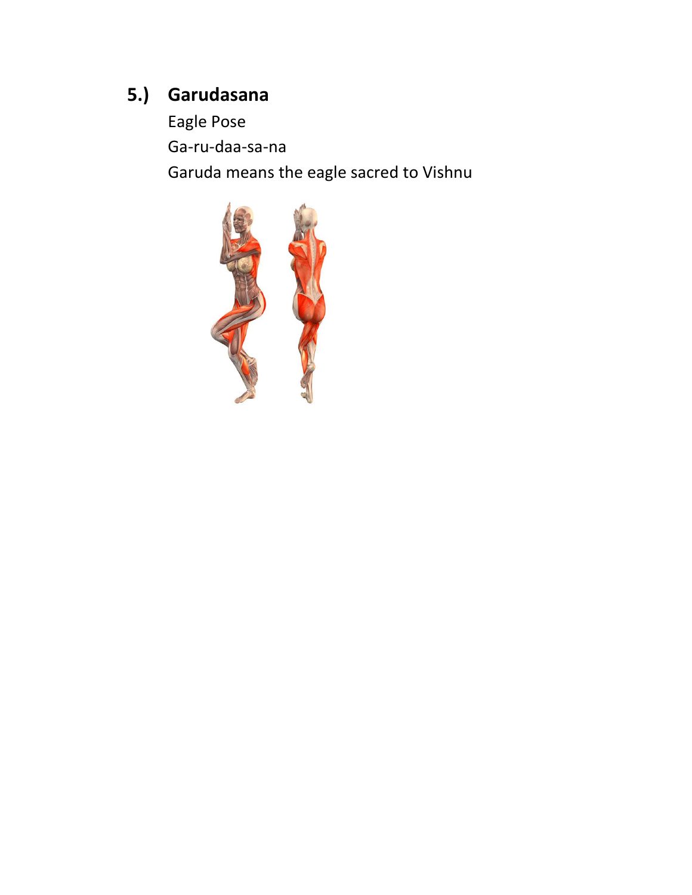## 5.) Garudasana

Eagle Pose

Ga-ru-daa-sa-na

Garuda means the eagle sacred to Vishnu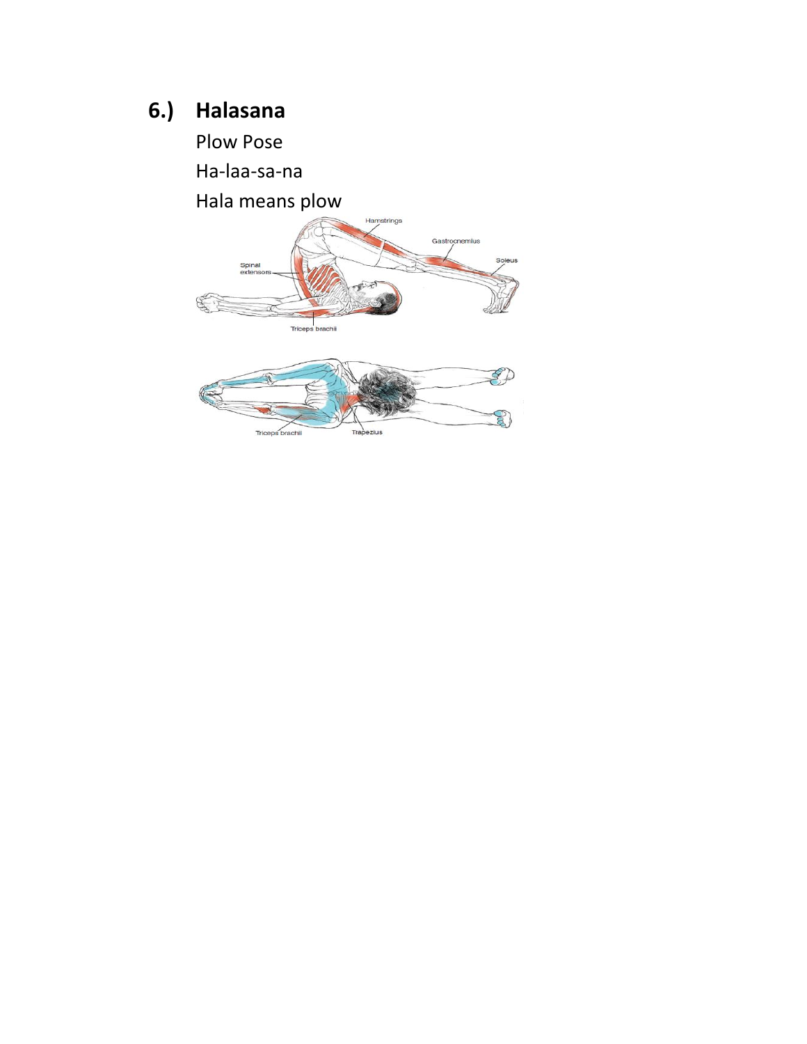## 6.) Halasana

Plow Pose

Ha-laa-sa-na

Hala means plow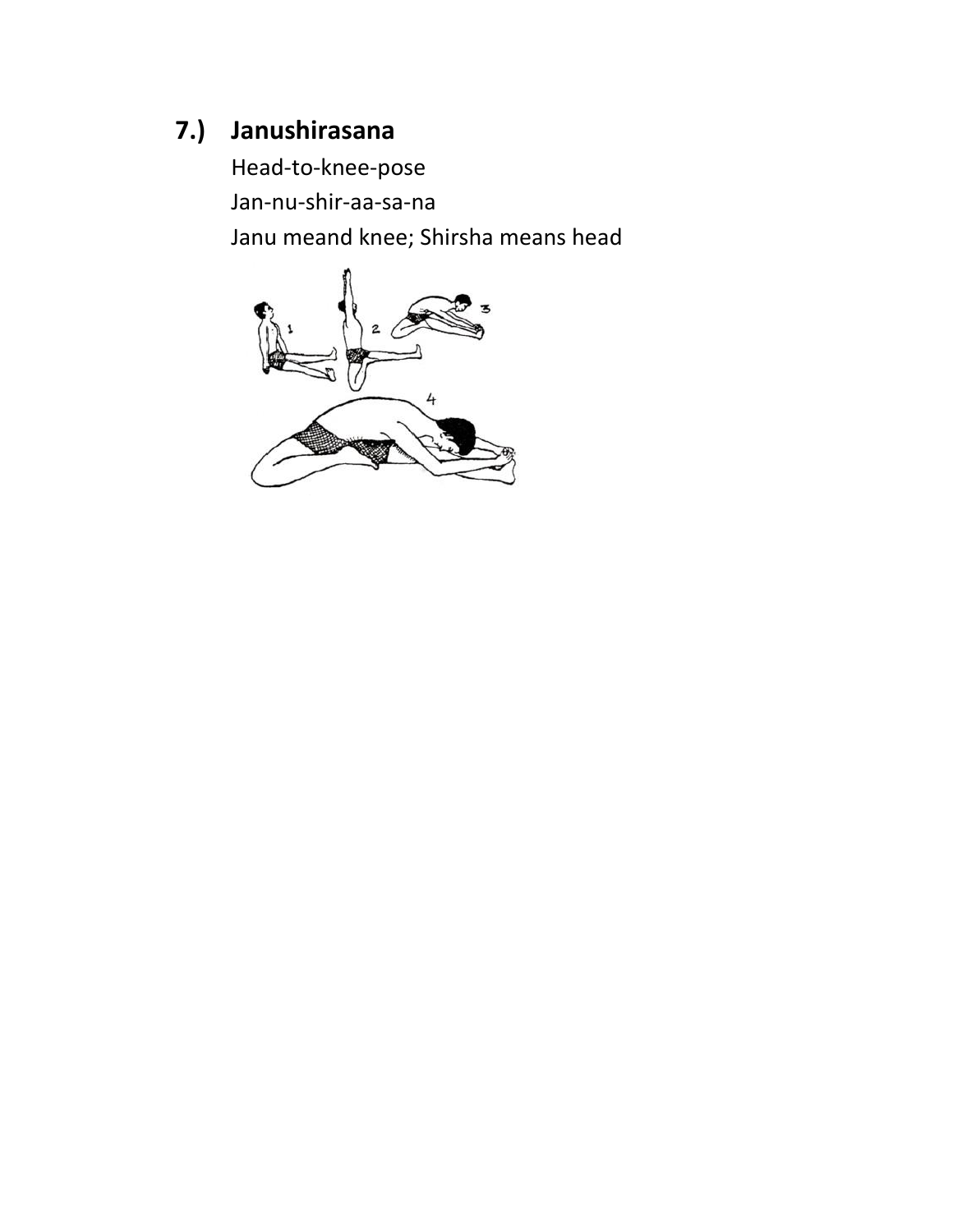## 7.) Janushirasana

Head-to-knee-pose

Jan-nu-shir-aa-sa-na

Janu meand knee; Shirsha means head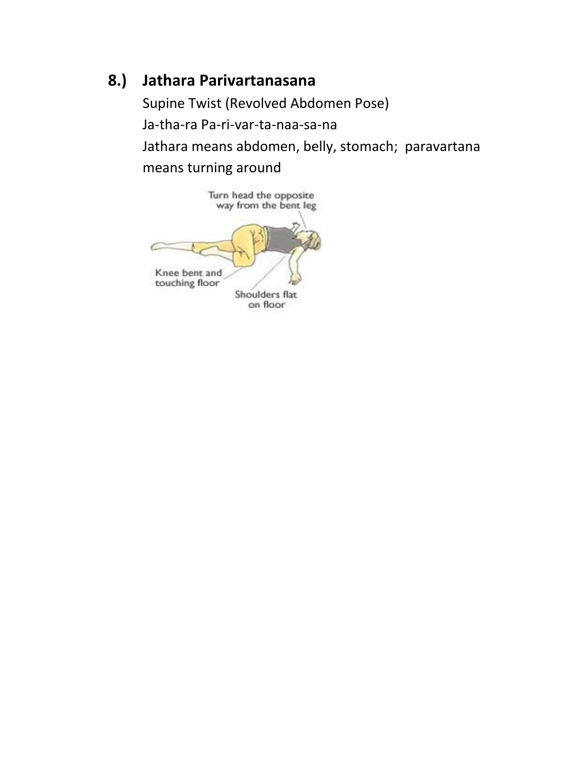## 8.) Jathara Parivartanasana

Supine Twist (Revolved Abdomen Pose)

Ja-tha-ra Pa-ri-var-ta-naa-sa-na

Jathara means abdomen, belly, stomach; paravartana means turning around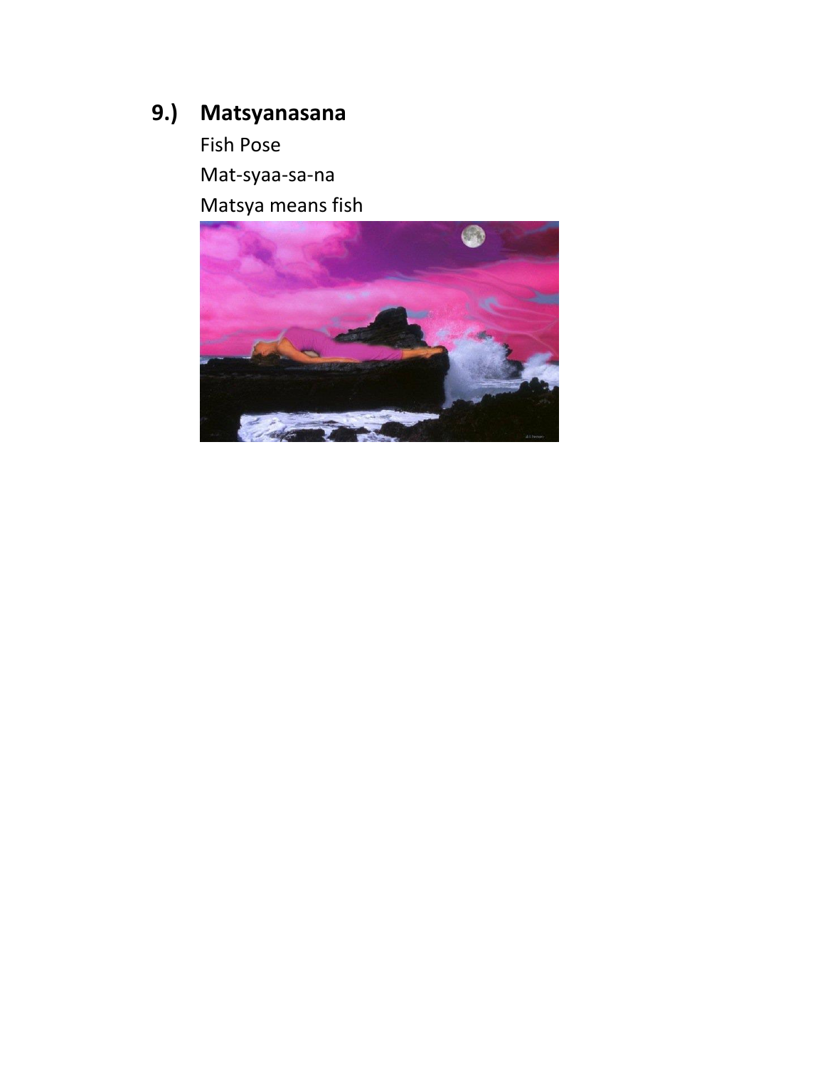## 9.) Matsyanasana

Fish Pose

Mat-syaa-sa-na

Matsya means fish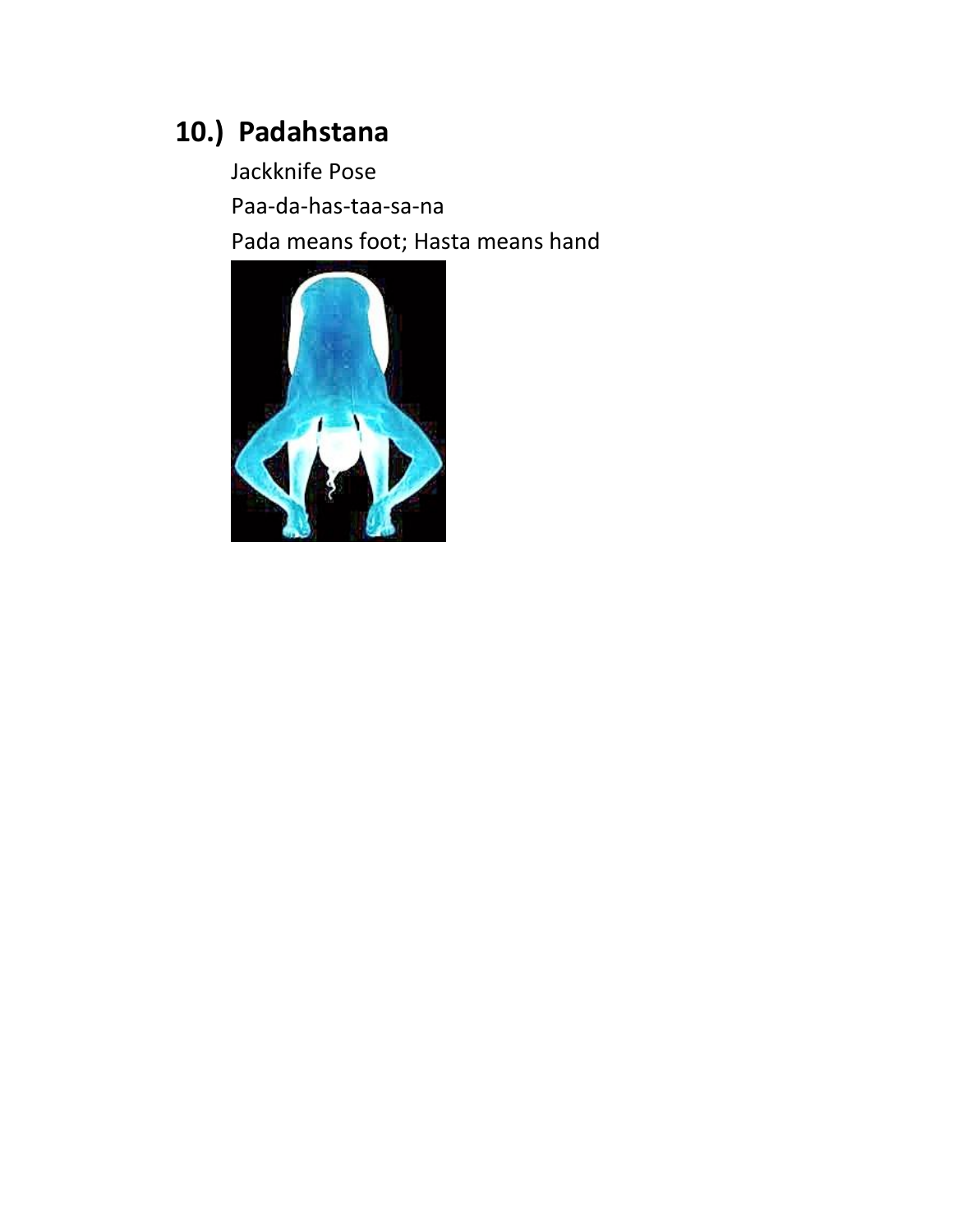## 10.) Padahstana

Jackknife Pose

Paa-da-has-taa-sa-na

Pada means foot; Hasta means hand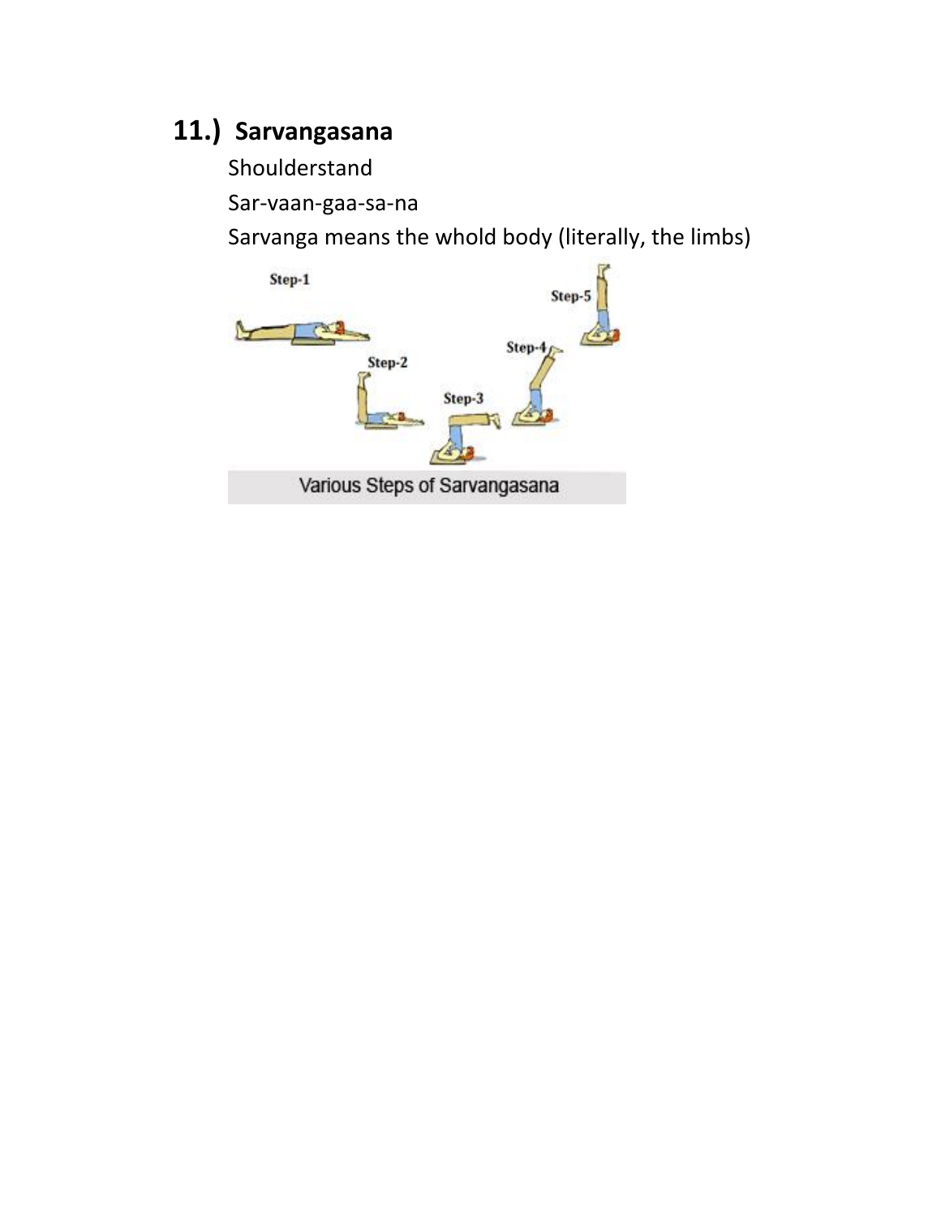## 11.) Sarvangasana

Shoulderstand

Sar-vaan-gaa-sa-na

Sarvanga means the whold body (literally, the limbs)

Various Steps of Sarvangasana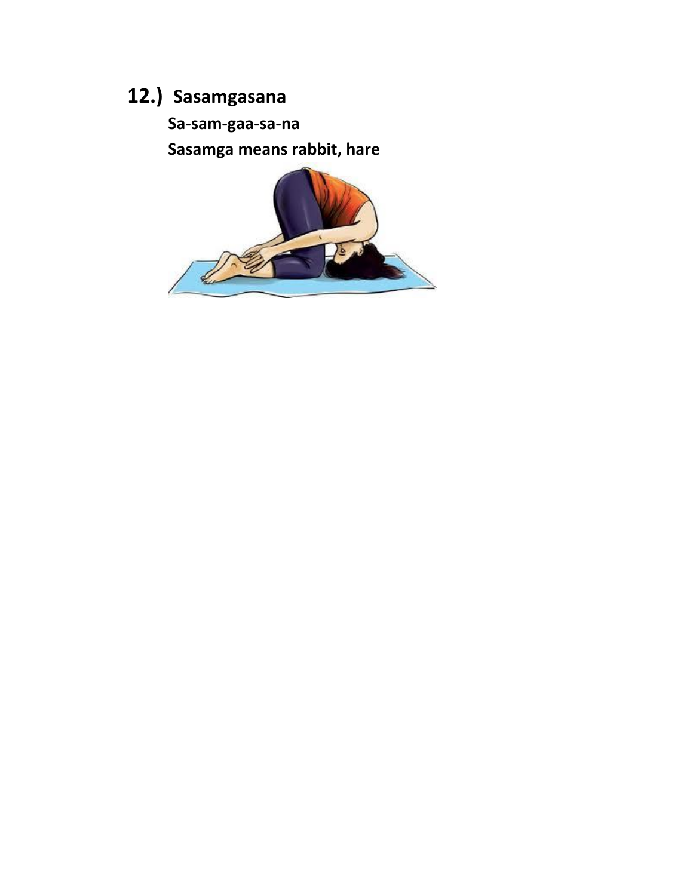## 12.) Sasamgasana

**Sa-sam-gaa-sa-na**

**Sasamga means rabbit, hare**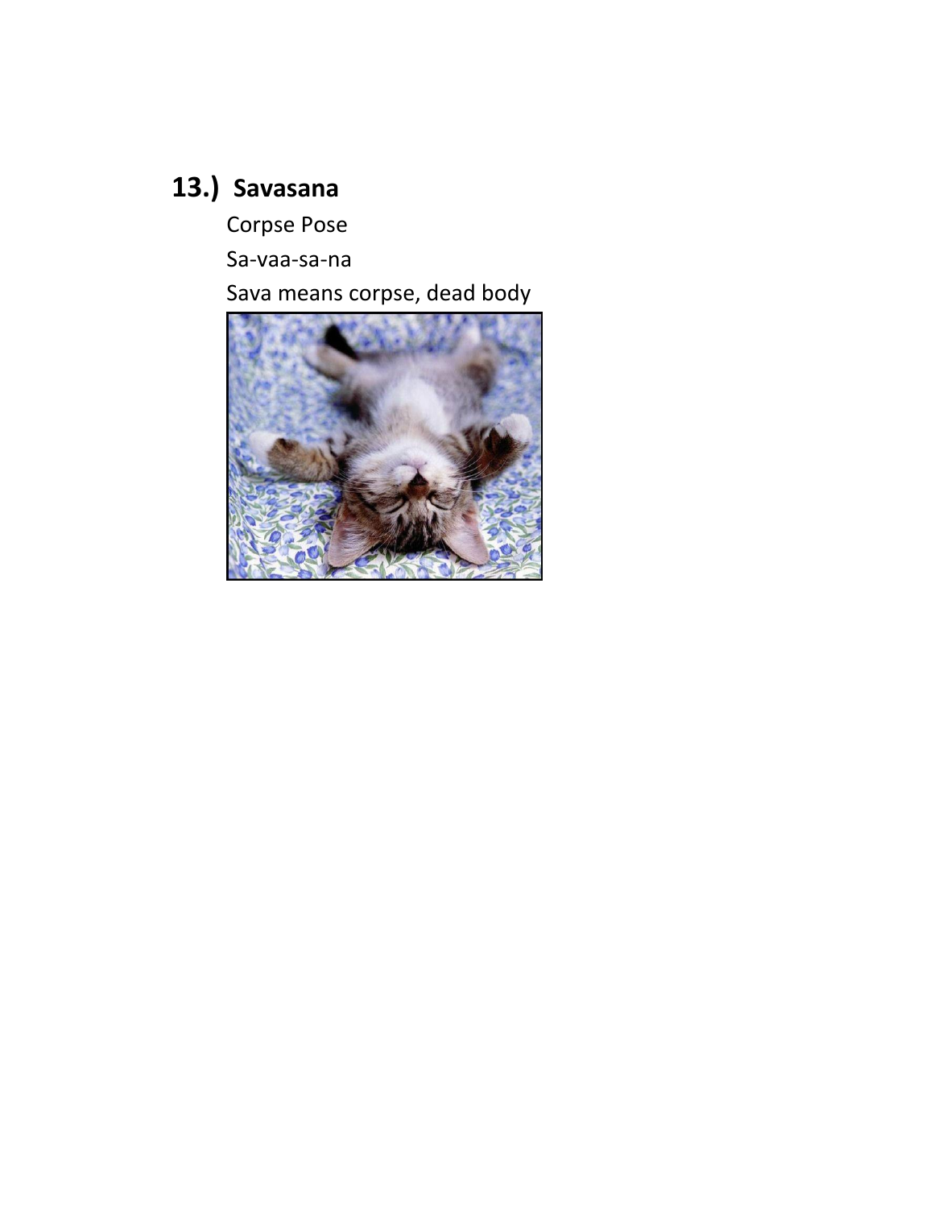## 13.) Savasana

Corpse Pose

Sa-vaa-sa-na

Sava means corpse, dead body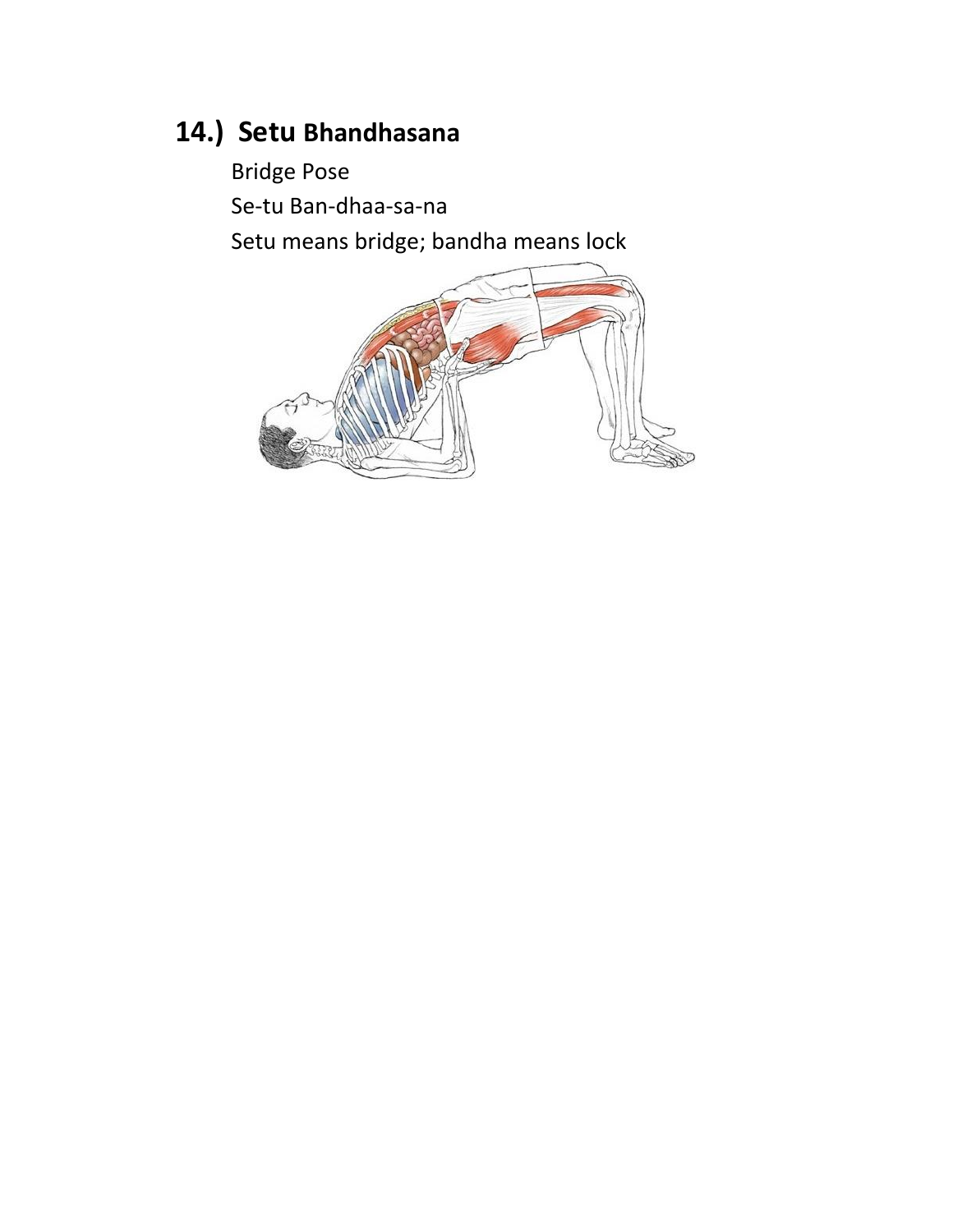## 14.) **Setu Bhandhasana**

Bridge Pose

Se-tu Ban-dhaa-sa-na

Setu means bridge; bandha means lock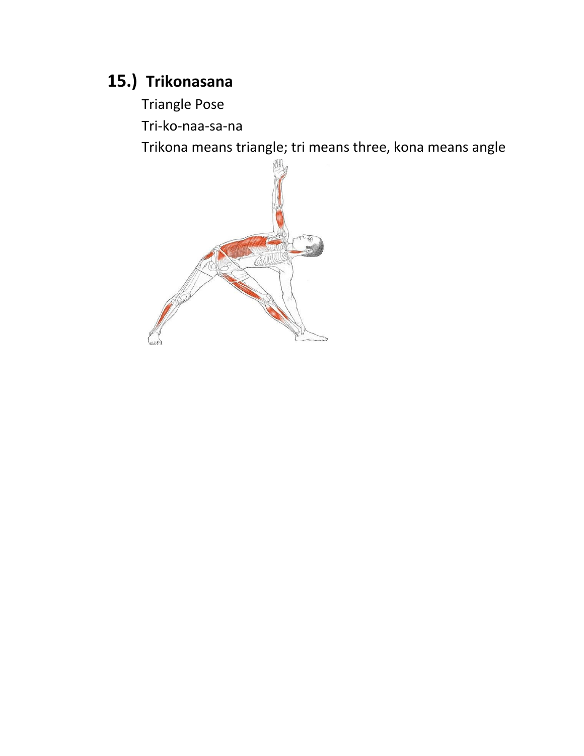## 15.) Trikonasana

Triangle Pose

Tri-ko-naa-sa-na

Trikona means triangle; tri means three, kona means angle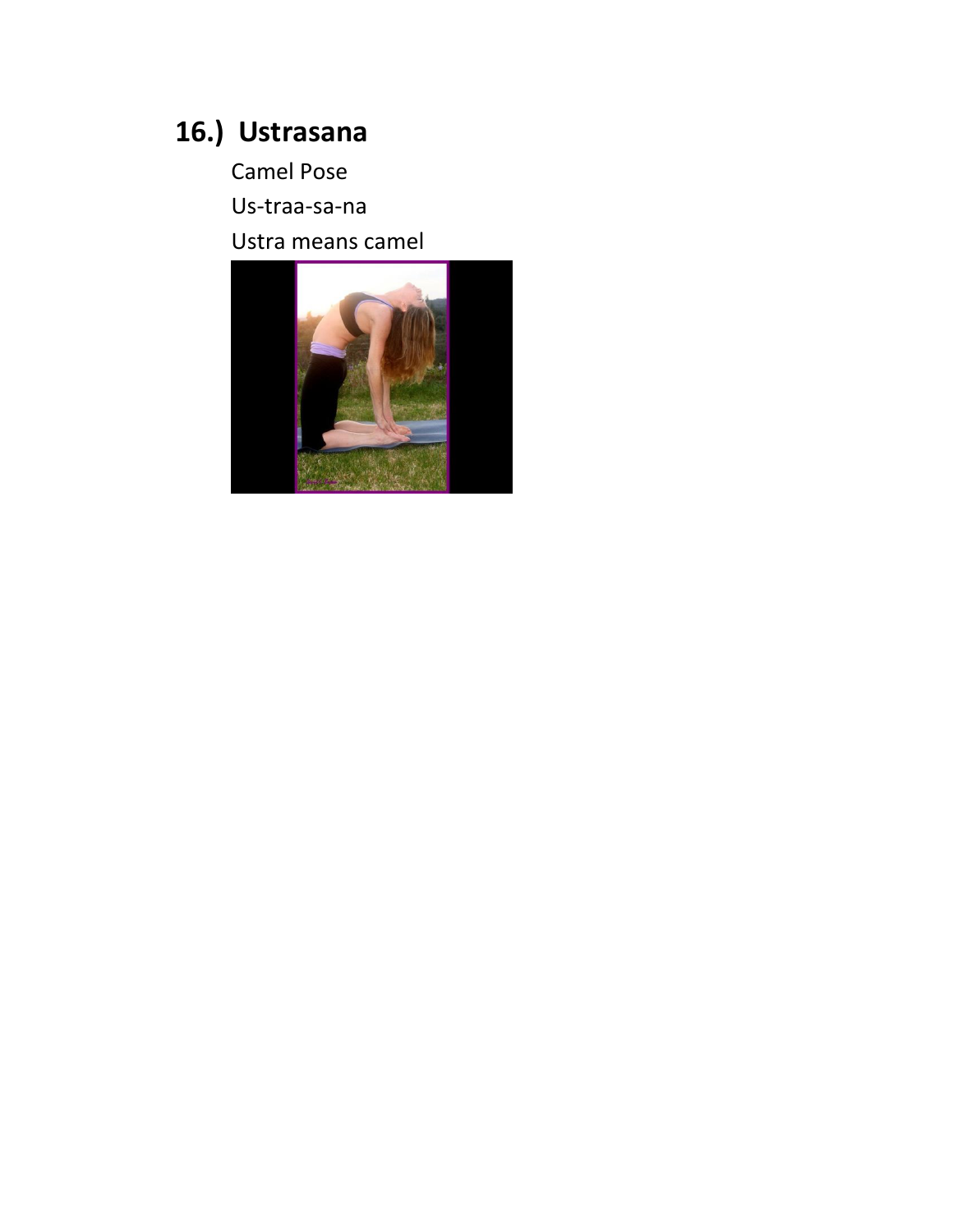## 16.) Ustrasana

Camel Pose

Us-traa-sa-na

Ustra means camel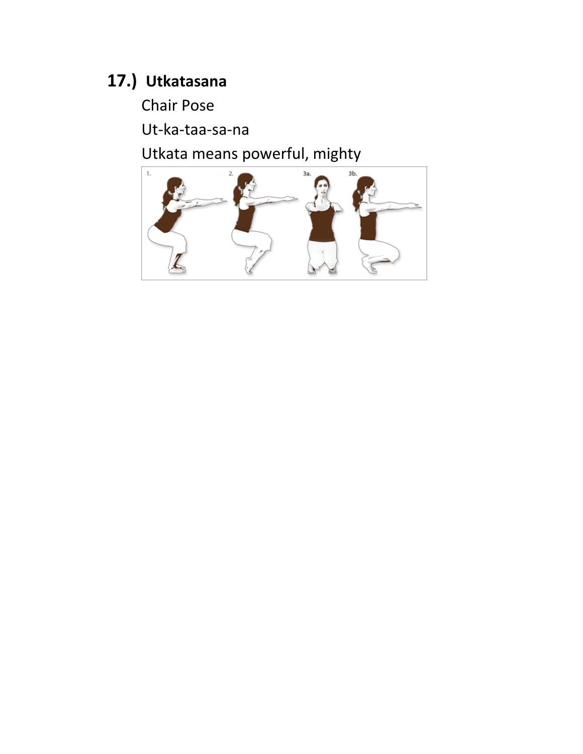## 17.) Utkatasana

Chair Pose

Ut-ka-taa-sa-na

Utkata means powerful, mighty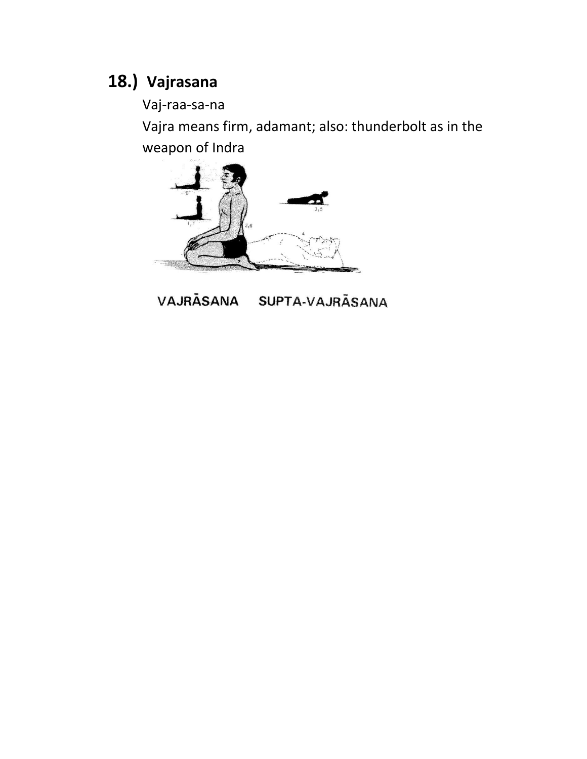## 18.) Vajrasana

Vaj-raa-sa-na

Vajra means firm, adamant; also: thunderbolt as in the weapon of Indra

VAJRĀSANA SUPTA-VAJRĀSANA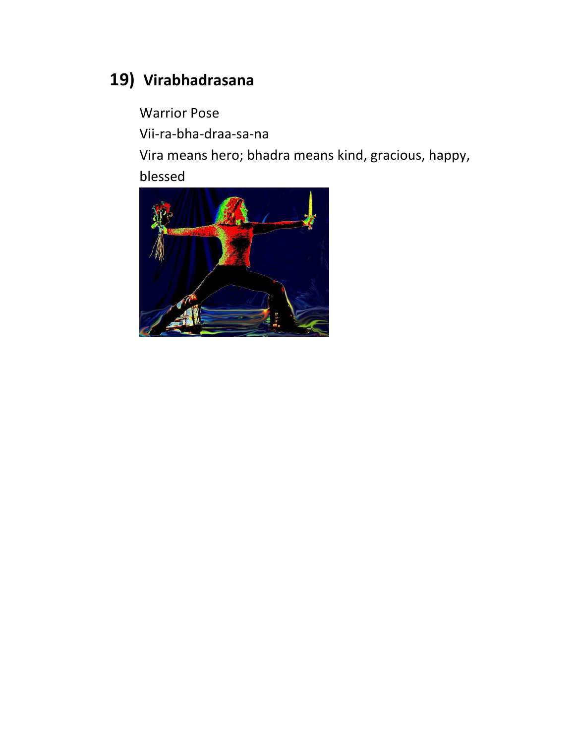## 19) Virabhadrasana

Warrior Pose

Vii-ra-bha-draa-sa-na

Vira means hero; bhadra means kind, gracious, happy, blessed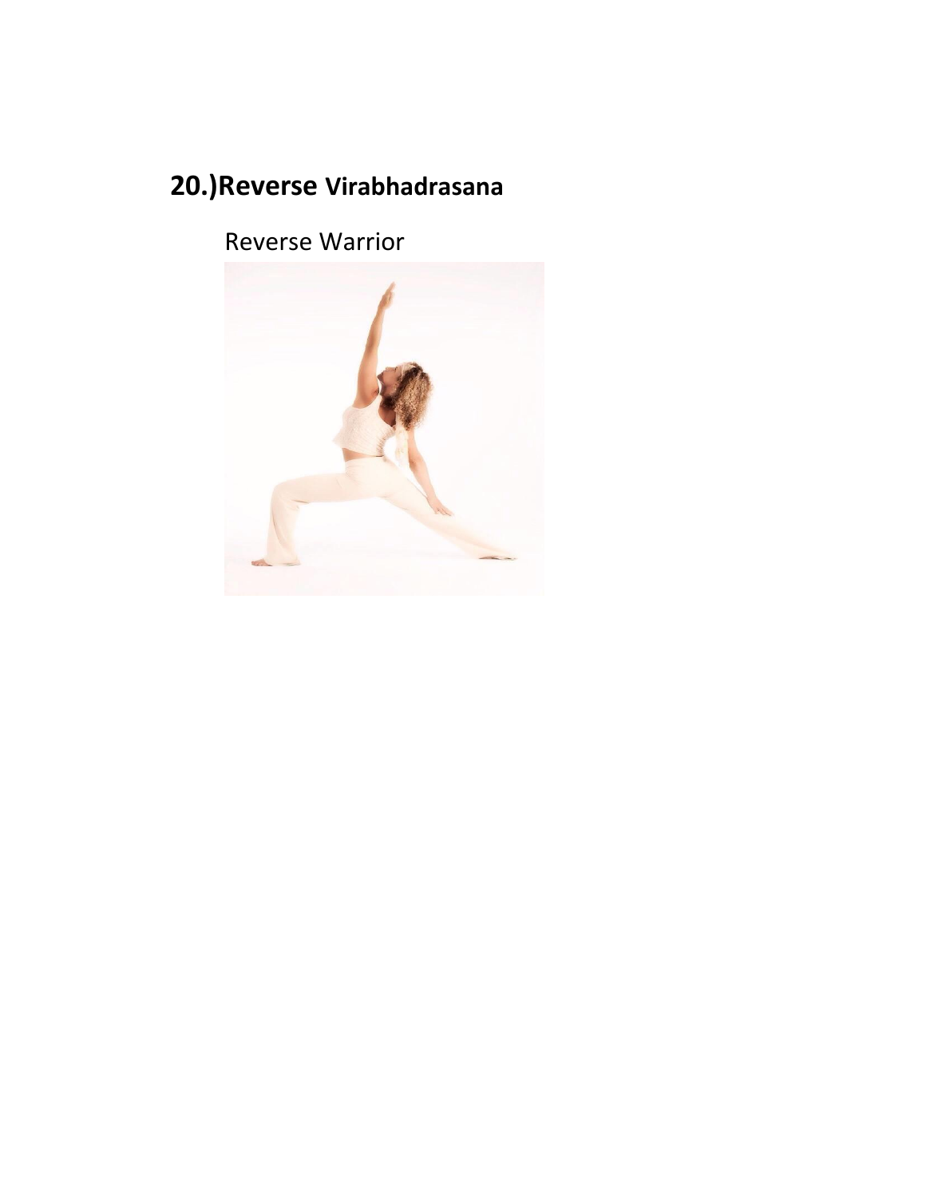## 20.)Reverse Virabhadrasana

Reverse Warrior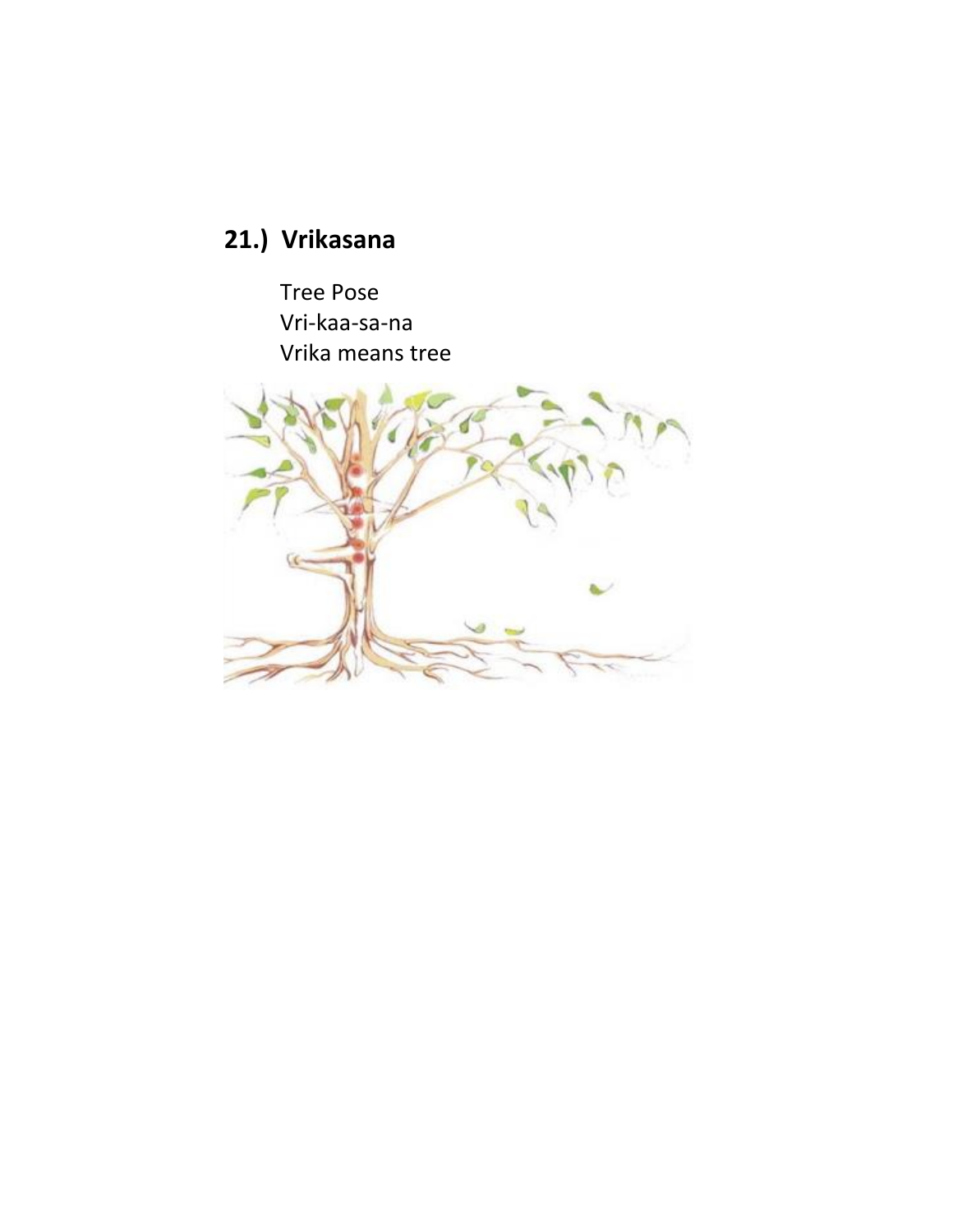## 21.) Vrikasana

Tree Pose
Vri-kaa-sa-na
Vrika means tree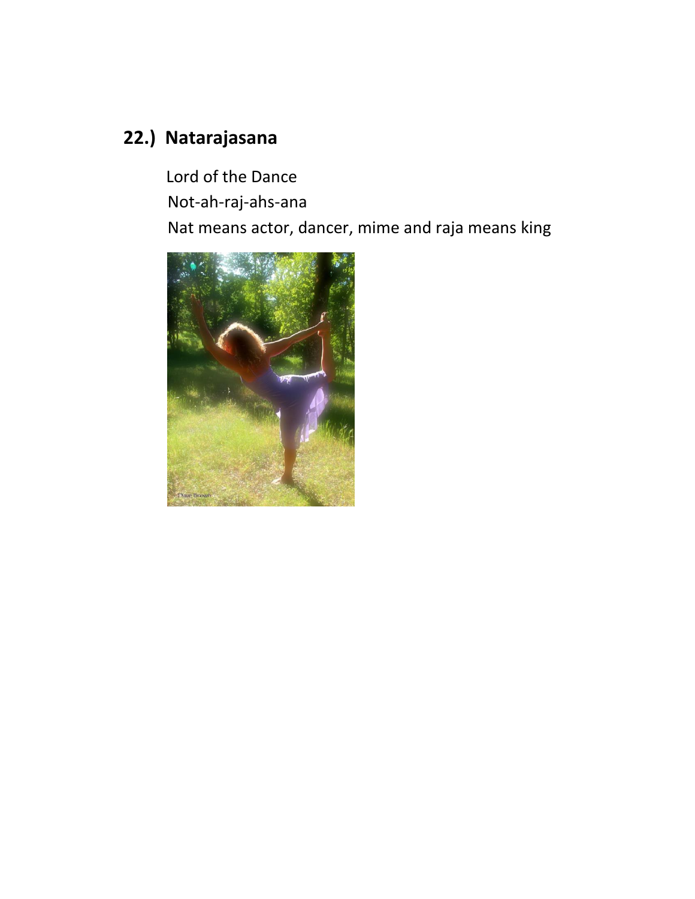## 22.) Natarajasana

Lord of the Dance

Not-ah-raj-ahs-ana

Nat means actor, dancer, mime and raja means king